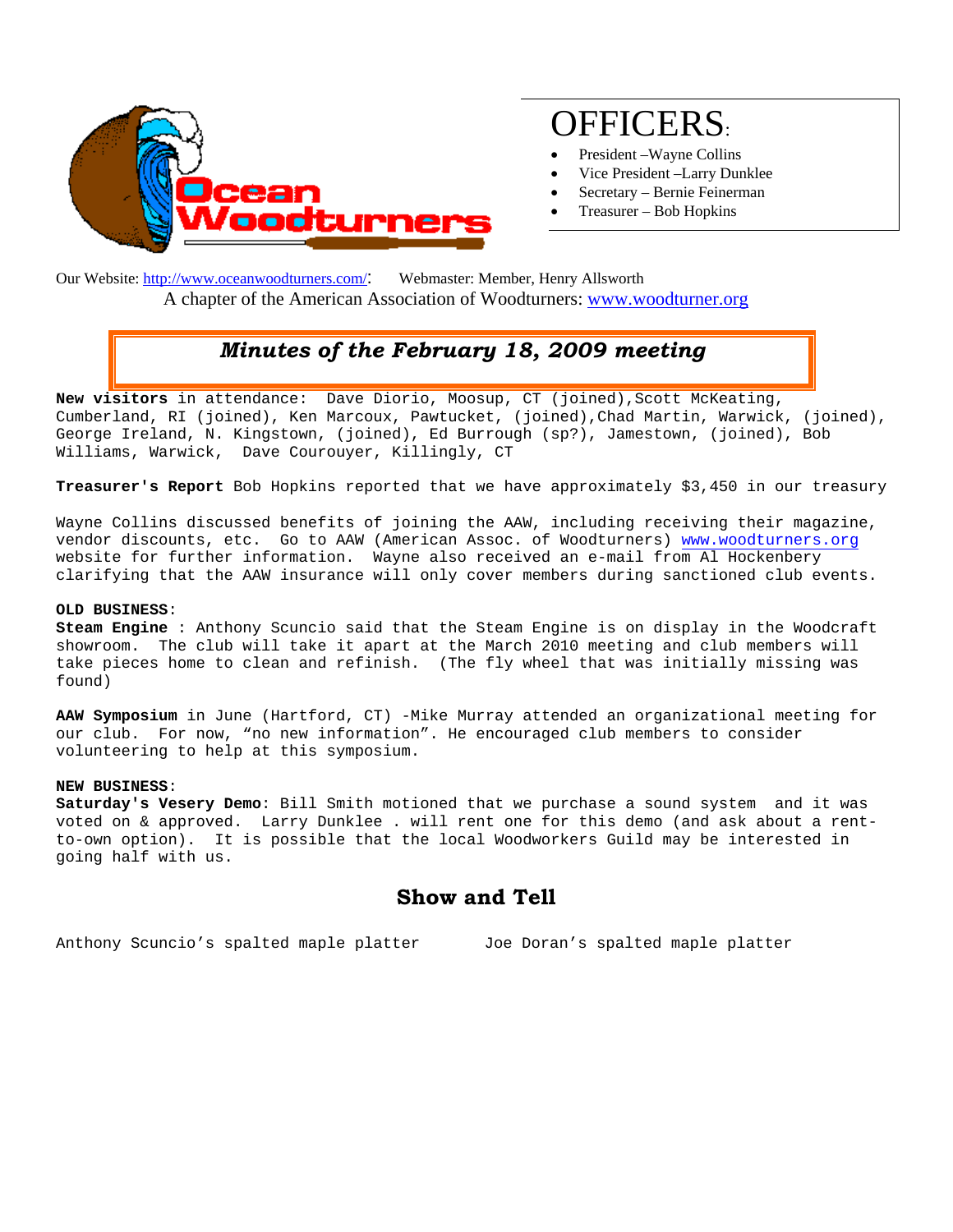# Ocean Woodturners

## OFFICERS:

- President –Wayne Collins
- Vice President –Larry Dunklee
- Secretary – Bernie Feinerman
- Treasurer – Bob Hopkins

Our Website: http://www.oceanwoodturners.com/: Webmaster: Member, Henry Allsworth

A chapter of the American Association of Woodturners: www.woodturner.org

## *Minutes of the February 18, 2009 meeting*

**New visitors** in attendance: Dave Diorio, Moosup, CT (joined), Scott McKeating, Cumberland, RI (joined), Ken Marcoux, Pawtucket, (joined), Chad Martin, Warwick, (joined), George Ireland, N. Kingstown, (joined), Ed Burrough (sp?), Jamestown, (joined), Bob Williams, Warwick, Dave Courouyer, Killingly, CT

**Treasurer's Report** Bob Hopkins reported that we have approximately $3,450 in our treasury

Wayne Collins discussed benefits of joining the AAW, including receiving their magazine, vendor discounts, etc. Go to AAW (American Assoc. of Woodturners) www.woodturners.org website for further information. Wayne also received an e-mail from Al Hockenbery clarifying that the AAW insurance will only cover members during sanctioned club events.

**OLD BUSINESS**:

**Steam Engine** : Anthony Scuncio said that the Steam Engine is on display in the Woodcraft showroom. The club will take it apart at the March 2010 meeting and club members will take pieces home to clean and refinish. (The fly wheel that was initially missing was found)

**AAW Symposium** in June (Hartford, CT) -Mike Murray attended an organizational meeting for our club. For now, “no new information”. He encouraged club members to consider volunteering to help at this symposium.

**NEW BUSINESS**:

**Saturday's Vesery Demo**: Bill Smith motioned that we purchase a sound system and it was voted on & approved. Larry Dunklee . will rent one for this demo (and ask about a rent-to-own option). It is possible that the local Woodworkers Guild may be interested in going half with us.

## Show and Tell

Anthony Scuncio’s spalted maple platter

Joe Doran’s spalted maple platter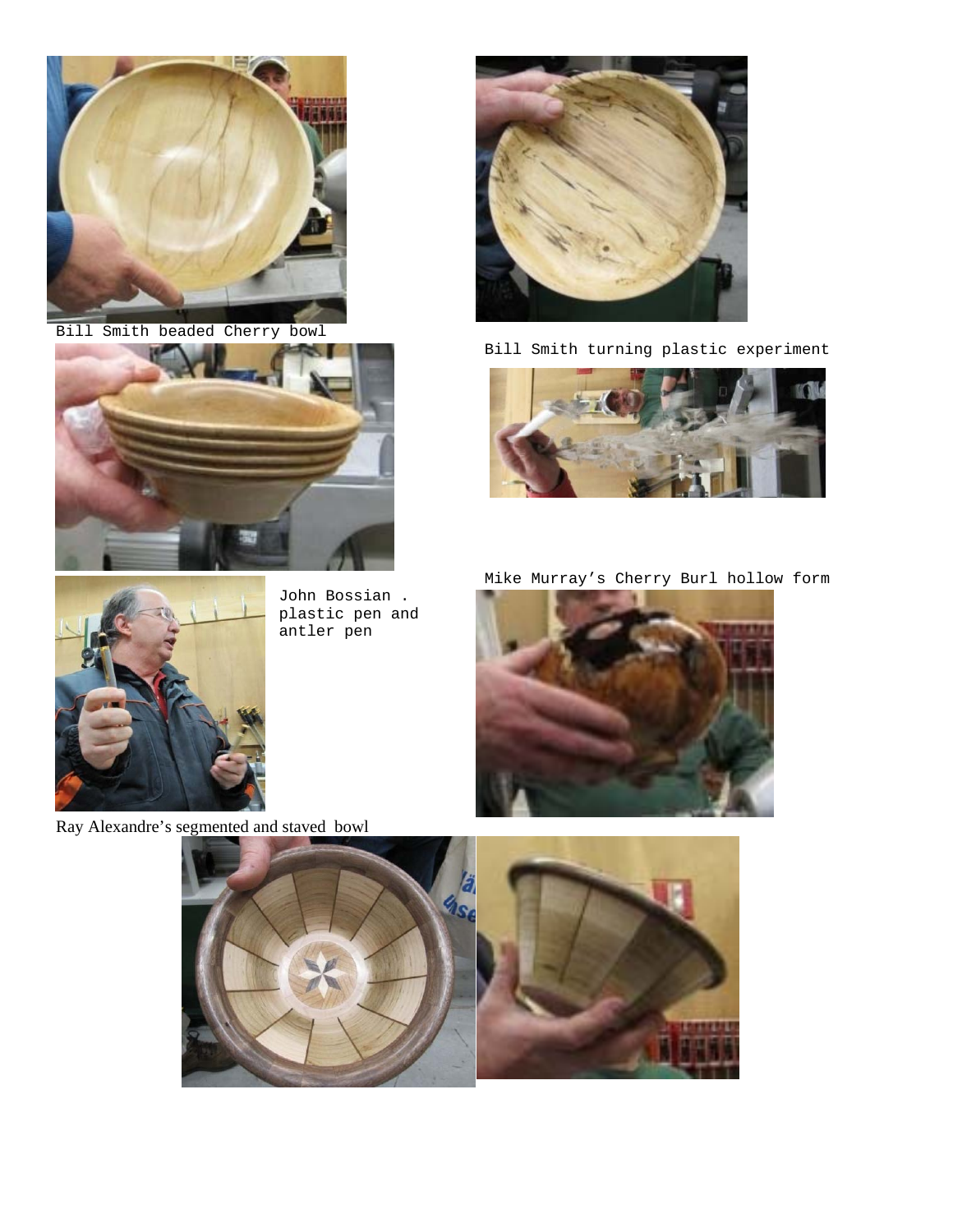Bill Smith beaded Cherry bowl

Bill Smith turning plastic experiment

John Bossian . plastic pen and antler pen

Mike Murray's Cherry Burl hollow form

Ray Alexandre's segmented and staved bowl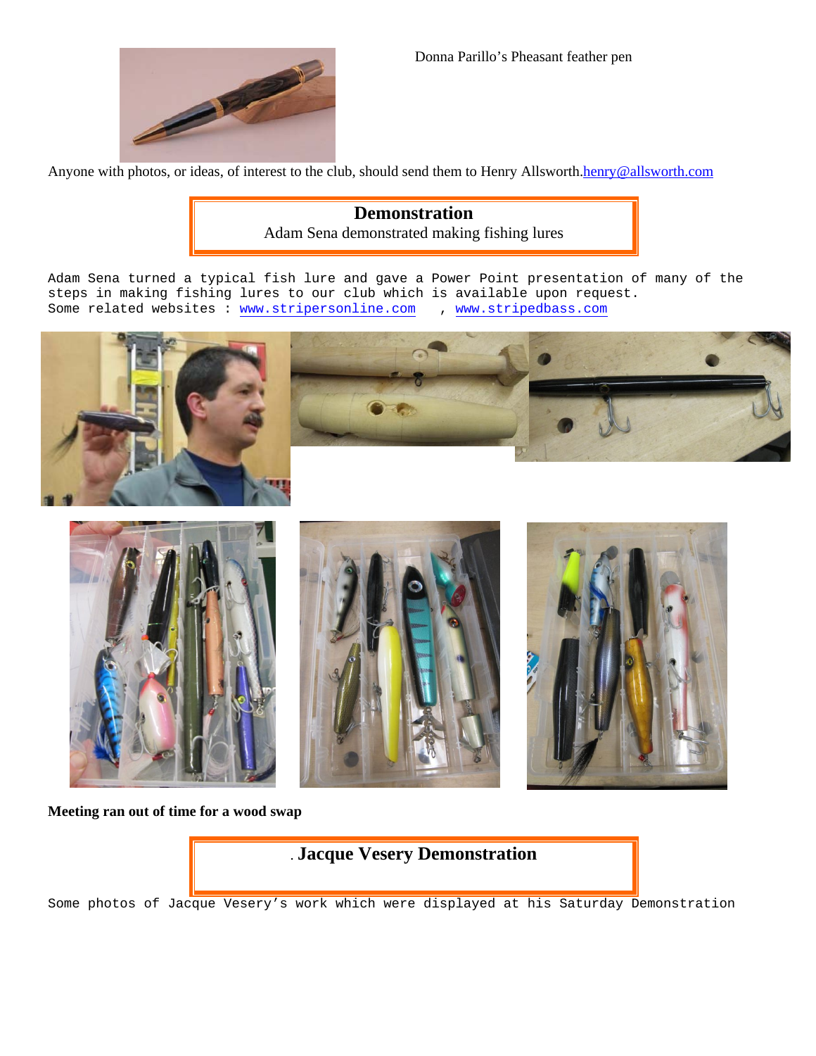Donna Parillo's Pheasant feather pen

Anyone with photos, or ideas, of interest to the club, should send them to Henry Allsworth.henry@allsworth.com

## Demonstration

Adam Sena demonstrated making fishing lures

Adam Sena turned a typical fish lure and gave a Power Point presentation of many of the steps in making fishing lures to our club which is available upon request.
Some related websites : www.stripersonline.com , www.stripedbass.com

**Meeting ran out of time for a wood swap**

## . Jacque Vesery Demonstration

Some photos of Jacque Vesery's work which were displayed at his Saturday Demonstration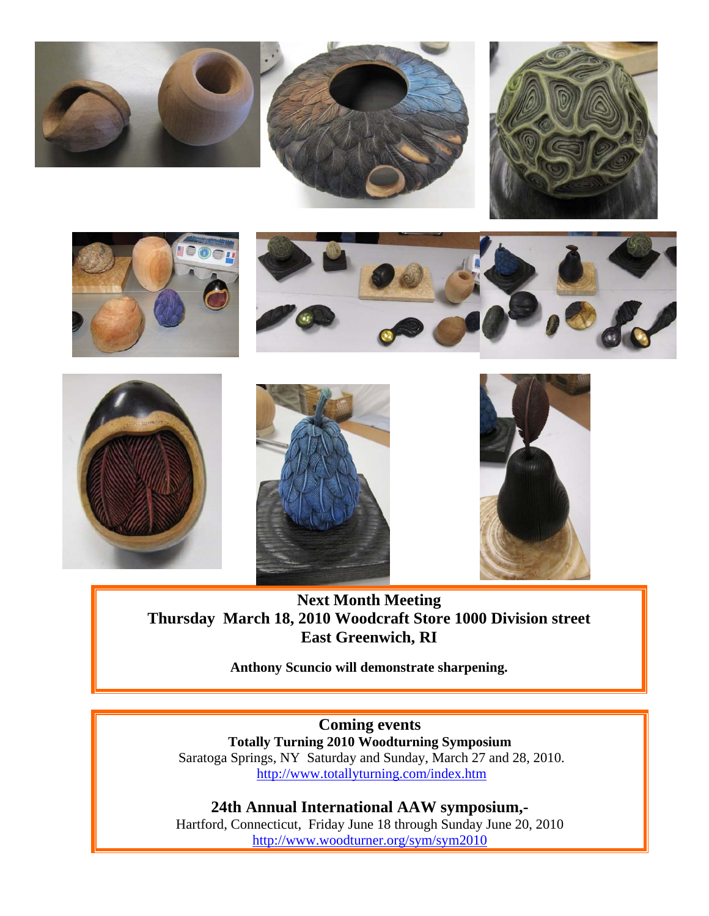**Next Month Meeting**
**Thursday March 18, 2010 Woodcraft Store 1000 Division street East Greenwich, RI**

**Anthony Scuncio will demonstrate sharpening.**

**Coming events**

**Totally Turning 2010 Woodturning Symposium**
Saratoga Springs, NY Saturday and Sunday, March 27 and 28, 2010.
http://www.totallyturning.com/index.htm

**24th Annual International AAW symposium,-**
Hartford, Connecticut, Friday June 18 through Sunday June 20, 2010
http://www.woodturner.org/sym/sym2010